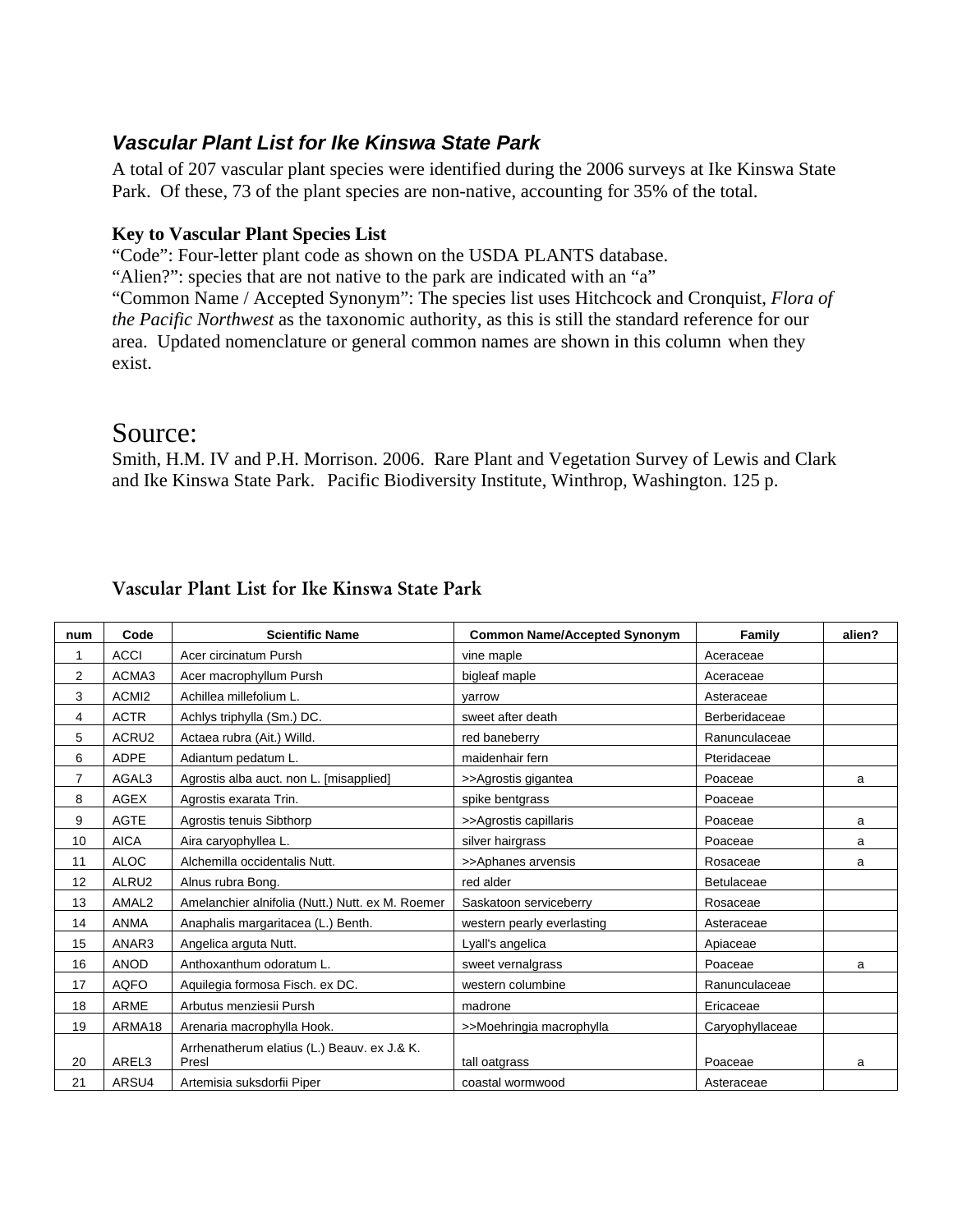### *Vascular Plant List for Ike Kinswa State Park*

A total of 207 vascular plant species were identified during the 2006 surveys at Ike Kinswa State Park. Of these, 73 of the plant species are non-native, accounting for 35% of the total.

**Key to Vascular Plant Species List**

"Code": Four-letter plant code as shown on the USDA PLANTS database.
"Alien?": species that are not native to the park are indicated with an "a"
"Common Name / Accepted Synonym": The species list uses Hitchcock and Cronquist, *Flora of the Pacific Northwest* as the taxonomic authority, as this is still the standard reference for our area. Updated nomenclature or general common names are shown in this column when they exist.

## Source:

Smith, H.M. IV and P.H. Morrison. 2006. Rare Plant and Vegetation Survey of Lewis and Clark and Ike Kinswa State Park. Pacific Biodiversity Institute, Winthrop, Washington. 125 p.

### Vascular Plant List for Ike Kinswa State Park

| num | Code | Scientific Name | Common Name/Accepted Synonym | Family | alien? |
|---|---|---|---|---|---|
| 1 | ACCI | Acer circinatum Pursh | vine maple | Aceraceae | |
| 2 | ACMA3 | Acer macrophyllum Pursh | bigleaf maple | Aceraceae | |
| 3 | ACMI2 | Achillea millefolium L. | yarrow | Asteraceae | |
| 4 | ACTR | Achlys triphylla (Sm.) DC. | sweet after death | Berberidaceae | |
| 5 | ACRU2 | Actaea rubra (Ait.) Willd. | red baneberry | Ranunculaceae | |
| 6 | ADPE | Adiantum pedatum L. | maidenhair fern | Pteridaceae | |
| 7 | AGAL3 | Agrostis alba auct. non L. [misapplied] | >>Agrostis gigantea | Poaceae | a |
| 8 | AGEX | Agrostis exarata Trin. | spike bentgrass | Poaceae | |
| 9 | AGTE | Agrostis tenuis Sibthorp | >>Agrostis capillaris | Poaceae | a |
| 10 | AICA | Aira caryophyllea L. | silver hairgrass | Poaceae | a |
| 11 | ALOC | Alchemilla occidentalis Nutt. | >>Aphanes arvensis | Rosaceae | a |
| 12 | ALRU2 | Alnus rubra Bong. | red alder | Betulaceae | |
| 13 | AMAL2 | Amelanchier alnifolia (Nutt.) Nutt. ex M. Roemer | Saskatoon serviceberry | Rosaceae | |
| 14 | ANMA | Anaphalis margaritacea (L.) Benth. | western pearly everlasting | Asteraceae | |
| 15 | ANAR3 | Angelica arguta Nutt. | Lyall's angelica | Apiaceae | |
| 16 | ANOD | Anthoxanthum odoratum L. | sweet vernalgrass | Poaceae | a |
| 17 | AQFO | Aquilegia formosa Fisch. ex DC. | western columbine | Ranunculaceae | |
| 18 | ARME | Arbutus menziesii Pursh | madrone | Ericaceae | |
| 19 | ARMA18 | Arenaria macrophylla Hook. | >>Moehringia macrophylla | Caryophyllaceae | |
| 20 | AREL3 | Arrhenatherum elatius (L.) Beauv. ex J.& K. Presl | tall oatgrass | Poaceae | a |
| 21 | ARSU4 | Artemisia suksdorfii Piper | coastal wormwood | Asteraceae | |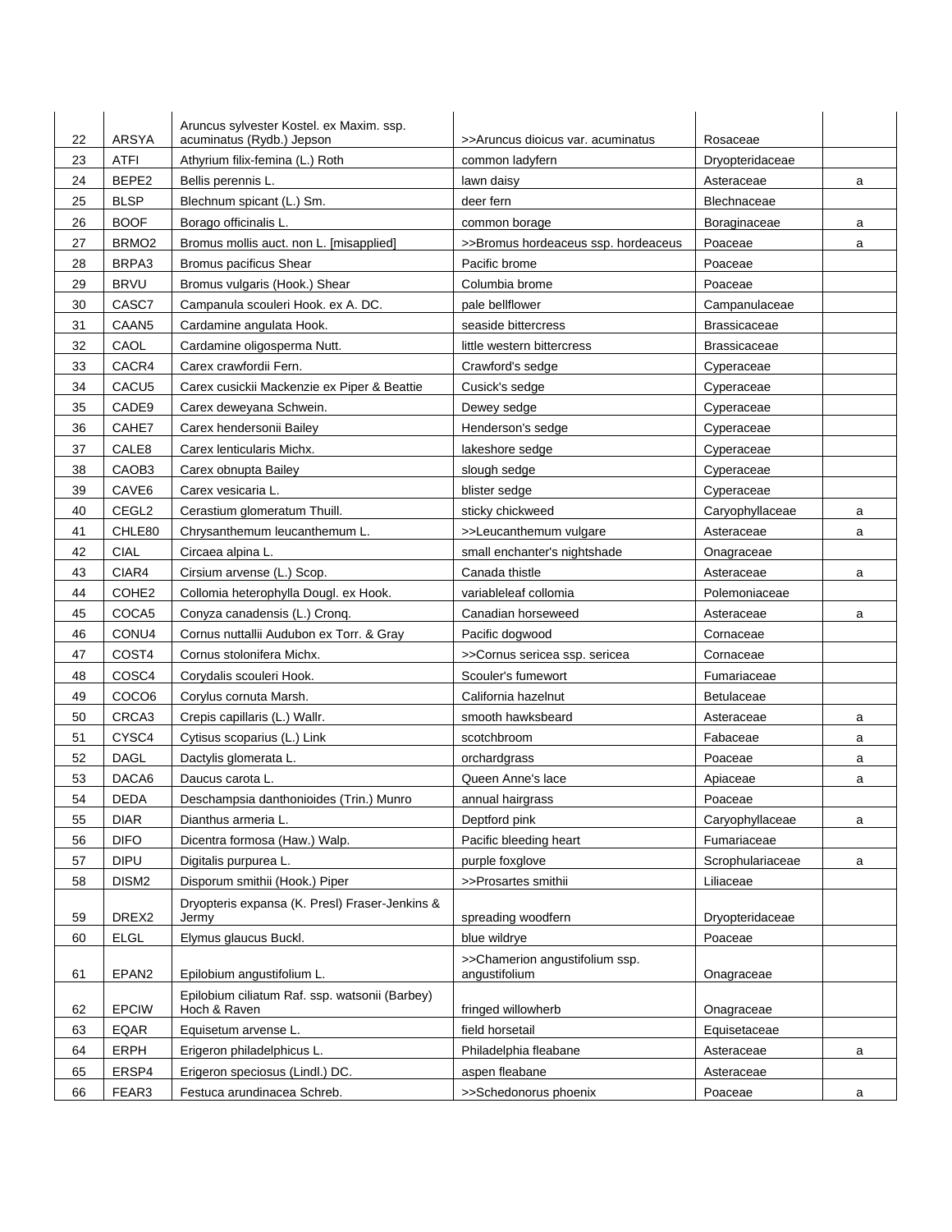| | | | | | |
|---|---|---|---|---|---|
| 22 | ARSYA | Aruncus sylvester Kostel. ex Maxim. ssp. acuminatus (Rydb.) Jepson | >>Aruncus dioicus var. acuminatus | Rosaceae | |
| 23 | ATFI | Athyrium filix-femina (L.) Roth | common ladyfern | Dryopteridaceae | |
| 24 | BEPE2 | Bellis perennis L. | lawn daisy | Asteraceae | a |
| 25 | BLSP | Blechnum spicant (L.) Sm. | deer fern | Blechnaceae | |
| 26 | BOOF | Borago officinalis L. | common borage | Boraginaceae | a |
| 27 | BRMO2 | Bromus mollis auct. non L. [misapplied] | >>Bromus hordeaceus ssp. hordeaceus | Poaceae | a |
| 28 | BRPA3 | Bromus pacificus Shear | Pacific brome | Poaceae | |
| 29 | BRVU | Bromus vulgaris (Hook.) Shear | Columbia brome | Poaceae | |
| 30 | CASC7 | Campanula scouleri Hook. ex A. DC. | pale bellflower | Campanulaceae | |
| 31 | CAAN5 | Cardamine angulata Hook. | seaside bittercress | Brassicaceae | |
| 32 | CAOL | Cardamine oligosperma Nutt. | little western bittercress | Brassicaceae | |
| 33 | CACR4 | Carex crawfordii Fern. | Crawford's sedge | Cyperaceae | |
| 34 | CACU5 | Carex cusickii Mackenzie ex Piper & Beattie | Cusick's sedge | Cyperaceae | |
| 35 | CADE9 | Carex deweyana Schwein. | Dewey sedge | Cyperaceae | |
| 36 | CAHE7 | Carex hendersonii Bailey | Henderson's sedge | Cyperaceae | |
| 37 | CALE8 | Carex lenticularis Michx. | lakeshore sedge | Cyperaceae | |
| 38 | CAOB3 | Carex obnupta Bailey | slough sedge | Cyperaceae | |
| 39 | CAVE6 | Carex vesicaria L. | blister sedge | Cyperaceae | |
| 40 | CEGL2 | Cerastium glomeratum Thuill. | sticky chickweed | Caryophyllaceae | a |
| 41 | CHLE80 | Chrysanthemum leucanthemum L. | >>Leucanthemum vulgare | Asteraceae | a |
| 42 | CIAL | Circaea alpina L. | small enchanter's nightshade | Onagraceae | |
| 43 | CIAR4 | Cirsium arvense (L.) Scop. | Canada thistle | Asteraceae | a |
| 44 | COHE2 | Collomia heterophylla Dougl. ex Hook. | variableleaf collomia | Polemoniaceae | |
| 45 | COCA5 | Conyza canadensis (L.) Cronq. | Canadian horseweed | Asteraceae | a |
| 46 | CONU4 | Cornus nuttallii Audubon ex Torr. & Gray | Pacific dogwood | Cornaceae | |
| 47 | COST4 | Cornus stolonifera Michx. | >>Cornus sericea ssp. sericea | Cornaceae | |
| 48 | COSC4 | Corydalis scouleri Hook. | Scouler's fumewort | Fumariaceae | |
| 49 | COCO6 | Corylus cornuta Marsh. | California hazelnut | Betulaceae | |
| 50 | CRCA3 | Crepis capillaris (L.) Wallr. | smooth hawksbeard | Asteraceae | a |
| 51 | CYSC4 | Cytisus scoparius (L.) Link | scotchbroom | Fabaceae | a |
| 52 | DAGL | Dactylis glomerata L. | orchardgrass | Poaceae | a |
| 53 | DACA6 | Daucus carota L. | Queen Anne's lace | Apiaceae | a |
| 54 | DEDA | Deschampsia danthonioides (Trin.) Munro | annual hairgrass | Poaceae | |
| 55 | DIAR | Dianthus armeria L. | Deptford pink | Caryophyllaceae | a |
| 56 | DIFO | Dicentra formosa (Haw.) Walp. | Pacific bleeding heart | Fumariaceae | |
| 57 | DIPU | Digitalis purpurea L. | purple foxglove | Scrophulariaceae | a |
| 58 | DISM2 | Disporum smithii (Hook.) Piper | >>Prosartes smithii | Liliaceae | |
| 59 | DREX2 | Dryopteris expansa (K. Presl) Fraser-Jenkins & Jermy | spreading woodfern | Dryopteridaceae | |
| 60 | ELGL | Elymus glaucus Buckl. | blue wildrye | Poaceae | |
| 61 | EPAN2 | Epilobium angustifolium L. | >>Chamerion angustifolium ssp. angustifolium | Onagraceae | |
| 62 | EPCIW | Epilobium ciliatum Raf. ssp. watsonii (Barbey) Hoch & Raven | fringed willowherb | Onagraceae | |
| 63 | EQAR | Equisetum arvense L. | field horsetail | Equisetaceae | |
| 64 | ERPH | Erigeron philadelphicus L. | Philadelphia fleabane | Asteraceae | a |
| 65 | ERSP4 | Erigeron speciosus (Lindl.) DC. | aspen fleabane | Asteraceae | |
| 66 | FEAR3 | Festuca arundinacea Schreb. | >>Schedonorus phoenix | Poaceae | a |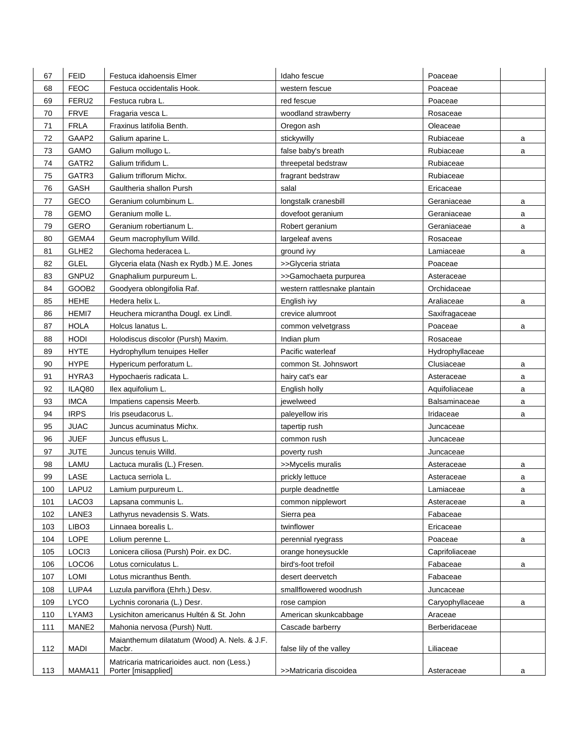| 67 | FEID | Festuca idahoensis Elmer | Idaho fescue | Poaceae | |
|---|---|---|---|---|---|
| 68 | FEOC | Festuca occidentalis Hook. | western fescue | Poaceae | |
| 69 | FERU2 | Festuca rubra L. | red fescue | Poaceae | |
| 70 | FRVE | Fragaria vesca L. | woodland strawberry | Rosaceae | |
| 71 | FRLA | Fraxinus latifolia Benth. | Oregon ash | Oleaceae | |
| 72 | GAAP2 | Galium aparine L. | stickywilly | Rubiaceae | a |
| 73 | GAMO | Galium mollugo L. | false baby's breath | Rubiaceae | a |
| 74 | GATR2 | Galium trifidum L. | threepetal bedstraw | Rubiaceae | |
| 75 | GATR3 | Galium triflorum Michx. | fragrant bedstraw | Rubiaceae | |
| 76 | GASH | Gaultheria shallon Pursh | salal | Ericaceae | |
| 77 | GECO | Geranium columbinum L. | longstalk cranesbill | Geraniaceae | a |
| 78 | GEMO | Geranium molle L. | dovefoot geranium | Geraniaceae | a |
| 79 | GERO | Geranium robertianum L. | Robert geranium | Geraniaceae | a |
| 80 | GEMA4 | Geum macrophyllum Willd. | largeleaf avens | Rosaceae | |
| 81 | GLHE2 | Glechoma hederacea L. | ground ivy | Lamiaceae | a |
| 82 | GLEL | Glyceria elata (Nash ex Rydb.) M.E. Jones | >>Glyceria striata | Poaceae | |
| 83 | GNPU2 | Gnaphalium purpureum L. | >>Gamochaeta purpurea | Asteraceae | |
| 84 | GOOB2 | Goodyera oblongifolia Raf. | western rattlesnake plantain | Orchidaceae | |
| 85 | HEHE | Hedera helix L. | English ivy | Araliaceae | a |
| 86 | HEMI7 | Heuchera micrantha Dougl. ex Lindl. | crevice alumroot | Saxifragaceae | |
| 87 | HOLA | Holcus lanatus L. | common velvetgrass | Poaceae | a |
| 88 | HODI | Holodiscus discolor (Pursh) Maxim. | Indian plum | Rosaceae | |
| 89 | HYTE | Hydrophyllum tenuipes Heller | Pacific waterleaf | Hydrophyllaceae | |
| 90 | HYPE | Hypericum perforatum L. | common St. Johnswort | Clusiaceae | a |
| 91 | HYRA3 | Hypochaeris radicata L. | hairy cat's ear | Asteraceae | a |
| 92 | ILAQ80 | Ilex aquifolium L. | English holly | Aquifoliaceae | a |
| 93 | IMCA | Impatiens capensis Meerb. | jewelweed | Balsaminaceae | a |
| 94 | IRPS | Iris pseudacorus L. | paleyellow iris | Iridaceae | a |
| 95 | JUAC | Juncus acuminatus Michx. | tapertip rush | Juncaceae | |
| 96 | JUEF | Juncus effusus L. | common rush | Juncaceae | |
| 97 | JUTE | Juncus tenuis Willd. | poverty rush | Juncaceae | |
| 98 | LAMU | Lactuca muralis (L.) Fresen. | >>Mycelis muralis | Asteraceae | a |
| 99 | LASE | Lactuca serriola L. | prickly lettuce | Asteraceae | a |
| 100 | LAPU2 | Lamium purpureum L. | purple deadnettle | Lamiaceae | a |
| 101 | LACO3 | Lapsana communis L. | common nipplewort | Asteraceae | a |
| 102 | LANE3 | Lathyrus nevadensis S. Wats. | Sierra pea | Fabaceae | |
| 103 | LIBO3 | Linnaea borealis L. | twinflower | Ericaceae | |
| 104 | LOPE | Lolium perenne L. | perennial ryegrass | Poaceae | a |
| 105 | LOCI3 | Lonicera ciliosa (Pursh) Poir. ex DC. | orange honeysuckle | Caprifoliaceae | |
| 106 | LOCO6 | Lotus corniculatus L. | bird's-foot trefoil | Fabaceae | a |
| 107 | LOMI | Lotus micranthus Benth. | desert deervetch | Fabaceae | |
| 108 | LUPA4 | Luzula parviflora (Ehrh.) Desv. | smallflowered woodrush | Juncaceae | |
| 109 | LYCO | Lychnis coronaria (L.) Desr. | rose campion | Caryophyllaceae | a |
| 110 | LYAM3 | Lysichiton americanus Hultén & St. John | American skunkcabbage | Araceae | |
| 111 | MANE2 | Mahonia nervosa (Pursh) Nutt. | Cascade barberry | Berberidaceae | |
| 112 | MADI | Maianthemum dilatatum (Wood) A. Nels. & J.F. Macbr. | false lily of the valley | Liliaceae | |
| 113 | MAMA11 | Matricaria matricarioides auct. non (Less.) Porter [misapplied] | >>Matricaria discoidea | Asteraceae | a |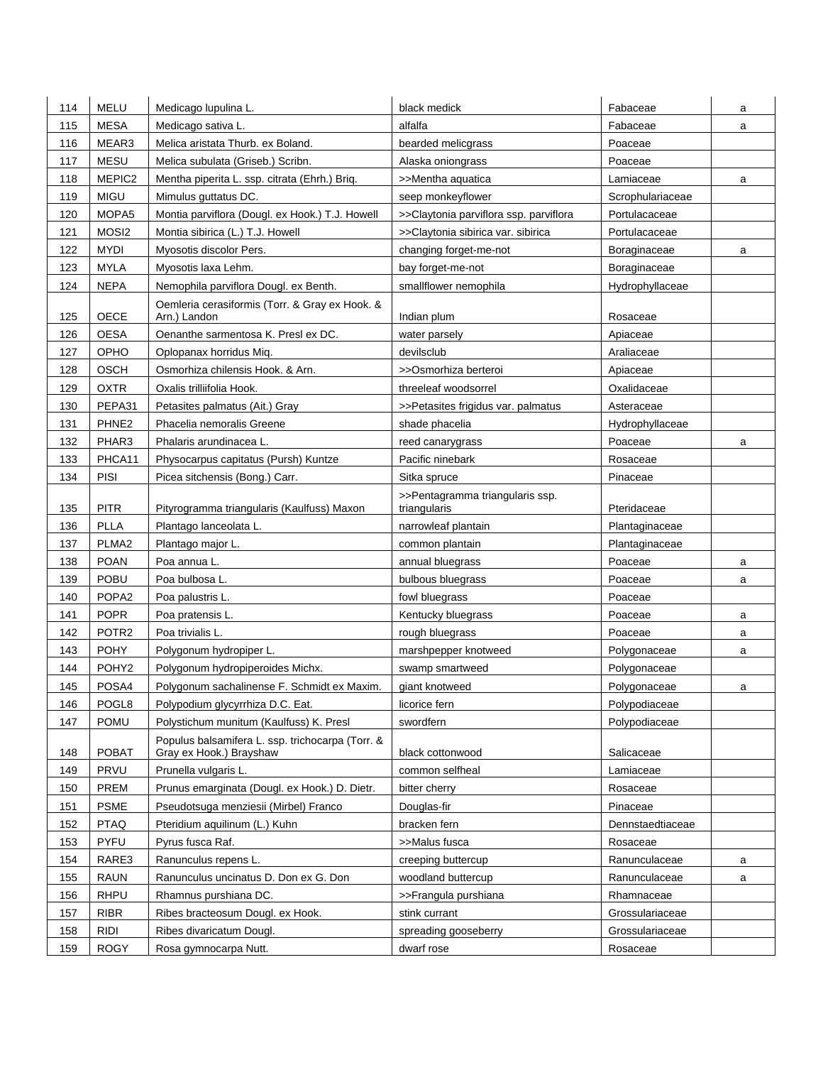| 114 | MELU | Medicago lupulina L. | black medick | Fabaceae | a |
|---|---|---|---|---|---|
| 115 | MESA | Medicago sativa L. | alfalfa | Fabaceae | a |
| 116 | MEAR3 | Melica aristata Thurb. ex Boland. | bearded melicgrass | Poaceae | |
| 117 | MESU | Melica subulata (Griseb.) Scribn. | Alaska oniongrass | Poaceae | |
| 118 | MEPIC2 | Mentha piperita L. ssp. citrata (Ehrh.) Briq. | >>Mentha aquatica | Lamiaceae | a |
| 119 | MIGU | Mimulus guttatus DC. | seep monkeyflower | Scrophulariaceae | |
| 120 | MOPA5 | Montia parviflora (Dougl. ex Hook.) T.J. Howell | >>Claytonia parviflora ssp. parviflora | Portulacaceae | |
| 121 | MOSI2 | Montia sibirica (L.) T.J. Howell | >>Claytonia sibirica var. sibirica | Portulacaceae | |
| 122 | MYDI | Myosotis discolor Pers. | changing forget-me-not | Boraginaceae | a |
| 123 | MYLA | Myosotis laxa Lehm. | bay forget-me-not | Boraginaceae | |
| 124 | NEPA | Nemophila parviflora Dougl. ex Benth. | smallflower nemophila | Hydrophyllaceae | |
| 125 | OECE | Oemleria cerasiformis (Torr. & Gray ex Hook. & Arn.) Landon | Indian plum | Rosaceae | |
| 126 | OESA | Oenanthe sarmentosa K. Presl ex DC. | water parsely | Apiaceae | |
| 127 | OPHO | Oplopanax horridus Miq. | devilsclub | Araliaceae | |
| 128 | OSCH | Osmorhiza chilensis Hook. & Arn. | >>Osmorhiza berteroi | Apiaceae | |
| 129 | OXTR | Oxalis trilliifolia Hook. | threeleaf woodsorrel | Oxalidaceae | |
| 130 | PEPA31 | Petasites palmatus (Ait.) Gray | >>Petasites frigidus var. palmatus | Asteraceae | |
| 131 | PHNE2 | Phacelia nemoralis Greene | shade phacelia | Hydrophyllaceae | |
| 132 | PHAR3 | Phalaris arundinacea L. | reed canarygrass | Poaceae | a |
| 133 | PHCA11 | Physocarpus capitatus (Pursh) Kuntze | Pacific ninebark | Rosaceae | |
| 134 | PISI | Picea sitchensis (Bong.) Carr. | Sitka spruce | Pinaceae | |
| 135 | PITR | Pityrogramma triangularis (Kaulfuss) Maxon | >>Pentagramma triangularis ssp. triangularis | Pteridaceae | |
| 136 | PLLA | Plantago lanceolata L. | narrowleaf plantain | Plantaginaceae | |
| 137 | PLMA2 | Plantago major L. | common plantain | Plantaginaceae | |
| 138 | POAN | Poa annua L. | annual bluegrass | Poaceae | a |
| 139 | POBU | Poa bulbosa L. | bulbous bluegrass | Poaceae | a |
| 140 | POPA2 | Poa palustris L. | fowl bluegrass | Poaceae | |
| 141 | POPR | Poa pratensis L. | Kentucky bluegrass | Poaceae | a |
| 142 | POTR2 | Poa trivialis L. | rough bluegrass | Poaceae | a |
| 143 | POHY | Polygonum hydropiper L. | marshpepper knotweed | Polygonaceae | a |
| 144 | POHY2 | Polygonum hydropiperoides Michx. | swamp smartweed | Polygonaceae | |
| 145 | POSA4 | Polygonum sachalinense F. Schmidt ex Maxim. | giant knotweed | Polygonaceae | a |
| 146 | POGL8 | Polypodium glycyrrhiza D.C. Eat. | licorice fern | Polypodiaceae | |
| 147 | POMU | Polystichum munitum (Kaulfuss) K. Presl | swordfern | Polypodiaceae | |
| 148 | POBAT | Populus balsamifera L. ssp. trichocarpa (Torr. & Gray ex Hook.) Brayshaw | black cottonwood | Salicaceae | |
| 149 | PRVU | Prunella vulgaris L. | common selfheal | Lamiaceae | |
| 150 | PREM | Prunus emarginata (Dougl. ex Hook.) D. Dietr. | bitter cherry | Rosaceae | |
| 151 | PSME | Pseudotsuga menziesii (Mirbel) Franco | Douglas-fir | Pinaceae | |
| 152 | PTAQ | Pteridium aquilinum (L.) Kuhn | bracken fern | Dennstaedtiaceae | |
| 153 | PYFU | Pyrus fusca Raf. | >>Malus fusca | Rosaceae | |
| 154 | RARE3 | Ranunculus repens L. | creeping buttercup | Ranunculaceae | a |
| 155 | RAUN | Ranunculus uncinatus D. Don ex G. Don | woodland buttercup | Ranunculaceae | a |
| 156 | RHPU | Rhamnus purshiana DC. | >>Frangula purshiana | Rhamnaceae | |
| 157 | RIBR | Ribes bracteosum Dougl. ex Hook. | stink currant | Grossulariaceae | |
| 158 | RIDI | Ribes divaricatum Dougl. | spreading gooseberry | Grossulariaceae | |
| 159 | ROGY | Rosa gymnocarpa Nutt. | dwarf rose | Rosaceae | |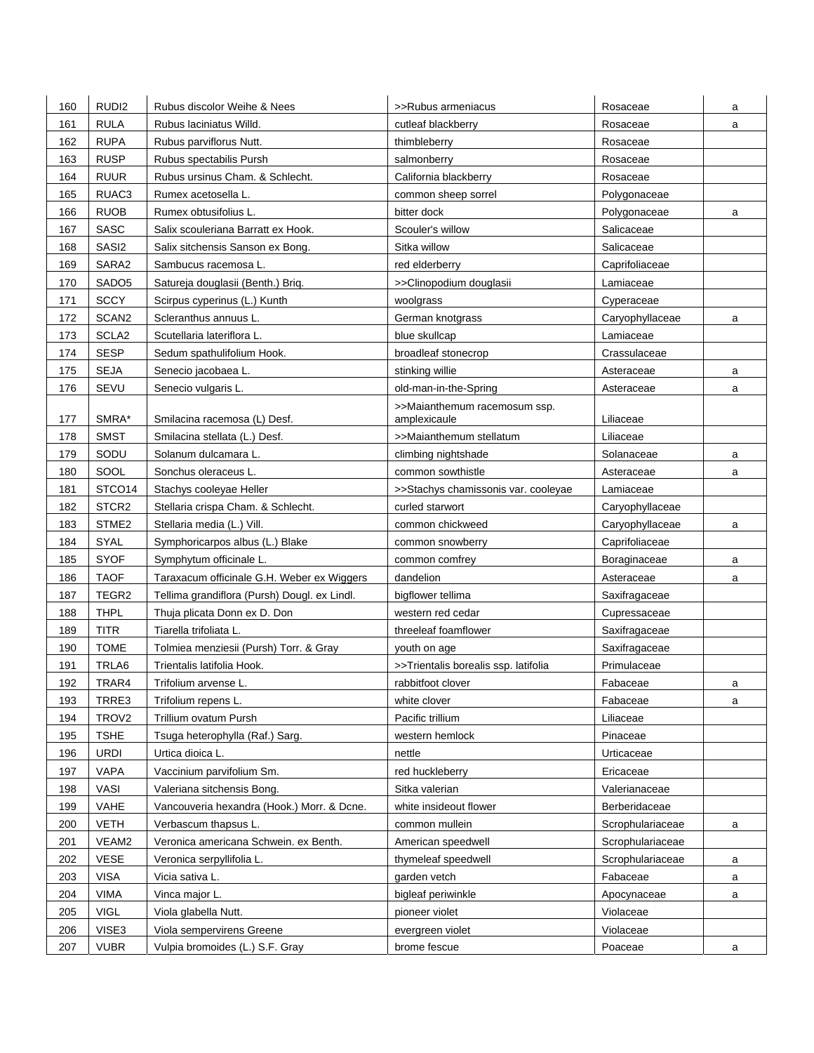| | | | | | |
|---|---|---|---|---|---|
| 160 | RUDI2 | Rubus discolor Weihe & Nees | >>Rubus armeniacus | Rosaceae | a |
| 161 | RULA | Rubus laciniatus Willd. | cutleaf blackberry | Rosaceae | a |
| 162 | RUPA | Rubus parviflorus Nutt. | thimbleberry | Rosaceae | |
| 163 | RUSP | Rubus spectabilis Pursh | salmonberry | Rosaceae | |
| 164 | RUUR | Rubus ursinus Cham. & Schlecht. | California blackberry | Rosaceae | |
| 165 | RUAC3 | Rumex acetosella L. | common sheep sorrel | Polygonaceae | |
| 166 | RUOB | Rumex obtusifolius L. | bitter dock | Polygonaceae | a |
| 167 | SASC | Salix scouleriana Barratt ex Hook. | Scouler's willow | Salicaceae | |
| 168 | SASI2 | Salix sitchensis Sanson ex Bong. | Sitka willow | Salicaceae | |
| 169 | SARA2 | Sambucus racemosa L. | red elderberry | Caprifoliaceae | |
| 170 | SADO5 | Satureja douglasii (Benth.) Briq. | >>Clinopodium douglasii | Lamiaceae | |
| 171 | SCCY | Scirpus cyperinus (L.) Kunth | woolgrass | Cyperaceae | |
| 172 | SCAN2 | Scleranthus annuus L. | German knotgrass | Caryophyllaceae | a |
| 173 | SCLA2 | Scutellaria lateriflora L. | blue skullcap | Lamiaceae | |
| 174 | SESP | Sedum spathulifolium Hook. | broadleaf stonecrop | Crassulaceae | |
| 175 | SEJA | Senecio jacobaea L. | stinking willie | Asteraceae | a |
| 176 | SEVU | Senecio vulgaris L. | old-man-in-the-Spring | Asteraceae | a |
| 177 | SMRA* | Smilacina racemosa (L) Desf. | >>Maianthemum racemosum ssp. amplexicaule | Liliaceae | |
| 178 | SMST | Smilacina stellata (L.) Desf. | >>Maianthemum stellatum | Liliaceae | |
| 179 | SODU | Solanum dulcamara L. | climbing nightshade | Solanaceae | a |
| 180 | SOOL | Sonchus oleraceus L. | common sowthistle | Asteraceae | a |
| 181 | STCO14 | Stachys cooleyae Heller | >>Stachys chamissonis var. cooleyae | Lamiaceae | |
| 182 | STCR2 | Stellaria crispa Cham. & Schlecht. | curled starwort | Caryophyllaceae | |
| 183 | STME2 | Stellaria media (L.) Vill. | common chickweed | Caryophyllaceae | a |
| 184 | SYAL | Symphoricarpos albus (L.) Blake | common snowberry | Caprifoliaceae | |
| 185 | SYOF | Symphytum officinale L. | common comfrey | Boraginaceae | a |
| 186 | TAOF | Taraxacum officinale G.H. Weber ex Wiggers | dandelion | Asteraceae | a |
| 187 | TEGR2 | Tellima grandiflora (Pursh) Dougl. ex Lindl. | bigflower tellima | Saxifragaceae | |
| 188 | THPL | Thuja plicata Donn ex D. Don | western red cedar | Cupressaceae | |
| 189 | TITR | Tiarella trifoliata L. | threeleaf foamflower | Saxifragaceae | |
| 190 | TOME | Tolmiea menziesii (Pursh) Torr. & Gray | youth on age | Saxifragaceae | |
| 191 | TRLA6 | Trientalis latifolia Hook. | >>Trientalis borealis ssp. latifolia | Primulaceae | |
| 192 | TRAR4 | Trifolium arvense L. | rabbitfoot clover | Fabaceae | a |
| 193 | TRRE3 | Trifolium repens L. | white clover | Fabaceae | a |
| 194 | TROV2 | Trillium ovatum Pursh | Pacific trillium | Liliaceae | |
| 195 | TSHE | Tsuga heterophylla (Raf.) Sarg. | western hemlock | Pinaceae | |
| 196 | URDI | Urtica dioica L. | nettle | Urticaceae | |
| 197 | VAPA | Vaccinium parvifolium Sm. | red huckleberry | Ericaceae | |
| 198 | VASI | Valeriana sitchensis Bong. | Sitka valerian | Valerianaceae | |
| 199 | VAHE | Vancouveria hexandra (Hook.) Morr. & Dcne. | white insideout flower | Berberidaceae | |
| 200 | VETH | Verbascum thapsus L. | common mullein | Scrophulariaceae | a |
| 201 | VEAM2 | Veronica americana Schwein. ex Benth. | American speedwell | Scrophulariaceae | |
| 202 | VESE | Veronica serpyllifolia L. | thymeleaf speedwell | Scrophulariaceae | a |
| 203 | VISA | Vicia sativa L. | garden vetch | Fabaceae | a |
| 204 | VIMA | Vinca major L. | bigleaf periwinkle | Apocynaceae | a |
| 205 | VIGL | Viola glabella Nutt. | pioneer violet | Violaceae | |
| 206 | VISE3 | Viola sempervirens Greene | evergreen violet | Violaceae | |
| 207 | VUBR | Vulpia bromoides (L.) S.F. Gray | brome fescue | Poaceae | a |